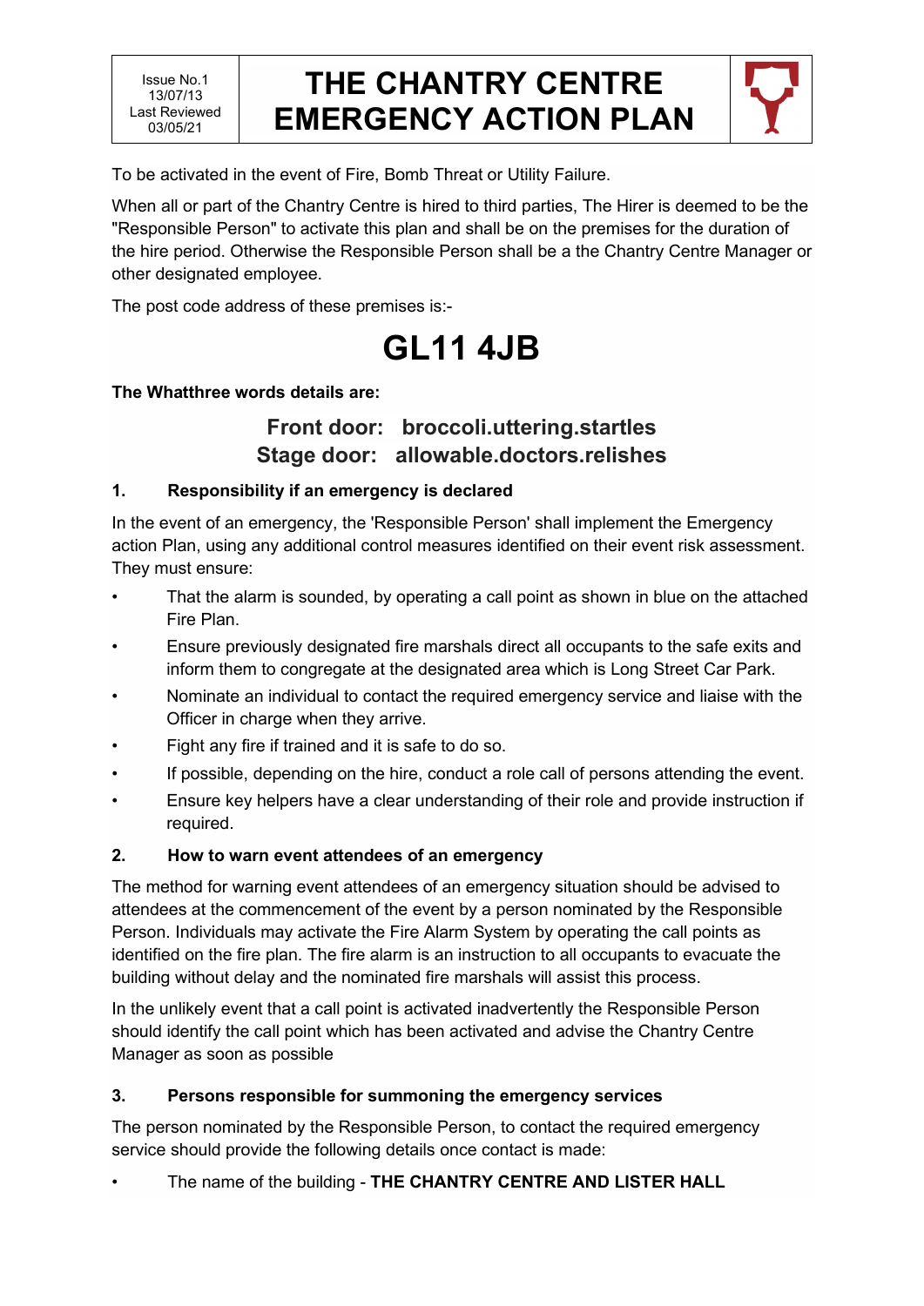| Issue No.1 13/07/13 Last Reviewed 03/05/21 | THE CHANTRY CENTRE EMERGENCY ACTION PLAN |
|---|---|

To be activated in the event of Fire, Bomb Threat or Utility Failure.

When all or part of the Chantry Centre is hired to third parties, The Hirer is deemed to be the "Responsible Person" to activate this plan and shall be on the premises for the duration of the hire period. Otherwise the Responsible Person shall be a the Chantry Centre Manager or other designated employee.

The post code address of these premises is:-

# GL11 4JB

**The Whatthree words details are:**

**Front door: broccoli.uttering.startles**
**Stage door: allowable.doctors.relishes**

### 1. Responsibility if an emergency is declared

In the event of an emergency, the 'Responsible Person' shall implement the Emergency action Plan, using any additional control measures identified on their event risk assessment. They must ensure:

- That the alarm is sounded, by operating a call point as shown in blue on the attached Fire Plan.
- Ensure previously designated fire marshals direct all occupants to the safe exits and inform them to congregate at the designated area which is Long Street Car Park.
- Nominate an individual to contact the required emergency service and liaise with the Officer in charge when they arrive.
- Fight any fire if trained and it is safe to do so.
- If possible, depending on the hire, conduct a role call of persons attending the event.
- Ensure key helpers have a clear understanding of their role and provide instruction if required.

### 2. How to warn event attendees of an emergency

The method for warning event attendees of an emergency situation should be advised to attendees at the commencement of the event by a person nominated by the Responsible Person. Individuals may activate the Fire Alarm System by operating the call points as identified on the fire plan. The fire alarm is an instruction to all occupants to evacuate the building without delay and the nominated fire marshals will assist this process.

In the unlikely event that a call point is activated inadvertently the Responsible Person should identify the call point which has been activated and advise the Chantry Centre Manager as soon as possible

### 3. Persons responsible for summoning the emergency services

The person nominated by the Responsible Person, to contact the required emergency service should provide the following details once contact is made:

- The name of the building - **THE CHANTRY CENTRE AND LISTER HALL**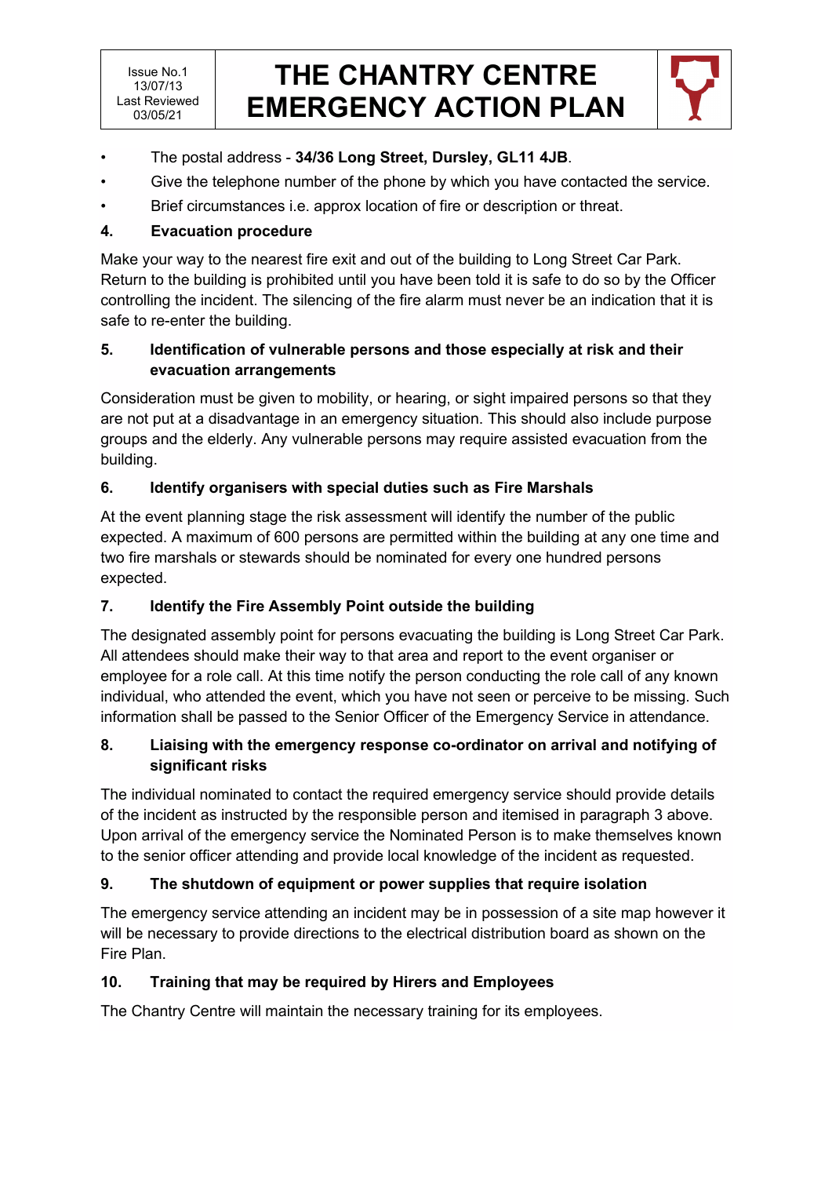- The postal address - **34/36 Long Street, Dursley, GL11 4JB**.
- Give the telephone number of the phone by which you have contacted the service.
- Brief circumstances i.e. approx location of fire or description or threat.

## 4. Evacuation procedure

Make your way to the nearest fire exit and out of the building to Long Street Car Park. Return to the building is prohibited until you have been told it is safe to do so by the Officer controlling the incident. The silencing of the fire alarm must never be an indication that it is safe to re-enter the building.

## 5. Identification of vulnerable persons and those especially at risk and their evacuation arrangements

Consideration must be given to mobility, or hearing, or sight impaired persons so that they are not put at a disadvantage in an emergency situation. This should also include purpose groups and the elderly. Any vulnerable persons may require assisted evacuation from the building.

## 6. Identify organisers with special duties such as Fire Marshals

At the event planning stage the risk assessment will identify the number of the public expected. A maximum of 600 persons are permitted within the building at any one time and two fire marshals or stewards should be nominated for every one hundred persons expected.

## 7. Identify the Fire Assembly Point outside the building

The designated assembly point for persons evacuating the building is Long Street Car Park. All attendees should make their way to that area and report to the event organiser or employee for a role call. At this time notify the person conducting the role call of any known individual, who attended the event, which you have not seen or perceive to be missing. Such information shall be passed to the Senior Officer of the Emergency Service in attendance.

## 8. Liaising with the emergency response co-ordinator on arrival and notifying of significant risks

The individual nominated to contact the required emergency service should provide details of the incident as instructed by the responsible person and itemised in paragraph 3 above. Upon arrival of the emergency service the Nominated Person is to make themselves known to the senior officer attending and provide local knowledge of the incident as requested.

## 9. The shutdown of equipment or power supplies that require isolation

The emergency service attending an incident may be in possession of a site map however it will be necessary to provide directions to the electrical distribution board as shown on the Fire Plan.

## 10. Training that may be required by Hirers and Employees

The Chantry Centre will maintain the necessary training for its employees.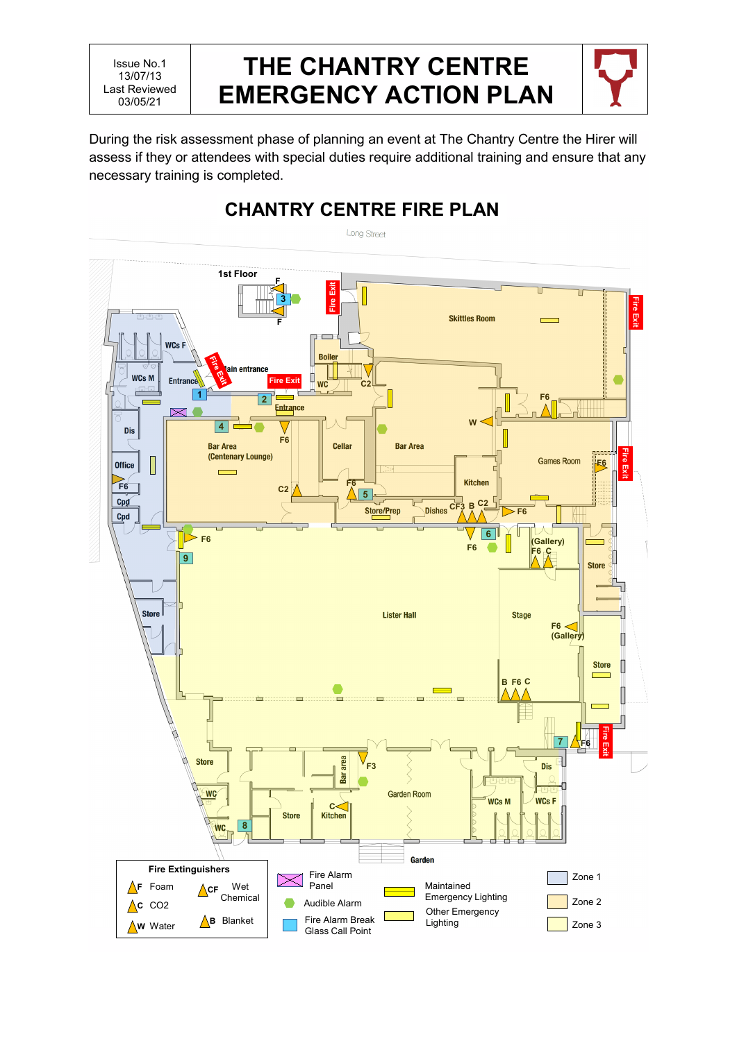| Issue No.1 13/07/13 Last Reviewed 03/05/21 | THE CHANTRY CENTRE EMERGENCY ACTION PLAN |
|---|---|

During the risk assessment phase of planning an event at The Chantry Centre the Hirer will assess if they or attendees with special duties require additional training and ensure that any necessary training is completed.

## CHANTRY CENTRE FIRE PLAN

Long Street

1st Floor

Skittles Room, Boiler, WC, Bar Area, Games Room, Kitchen, Store/Prep, Dishes, Cellar, Bar Area (Centenary Lounge), Main entrance, Entrance, WCs F, WCs M, Dis, Office, Cpd, Cpd, Store, Lister Hall, Stage, (Gallery), Store, Store, Store, WC, WC, Store, Kitchen, Bar area, Garden Room, WCs M, WCs F, Dis, Garden

Fire Exit

**Fire Extinguishers**

- F Foam
- C CO2
- W Water
- CF Wet Chemical
- B Blanket

- Fire Alarm Panel
- Audible Alarm
- Fire Alarm Break Glass Call Point
- Maintained Emergency Lighting
- Other Emergency Lighting
- Zone 1
- Zone 2
- Zone 3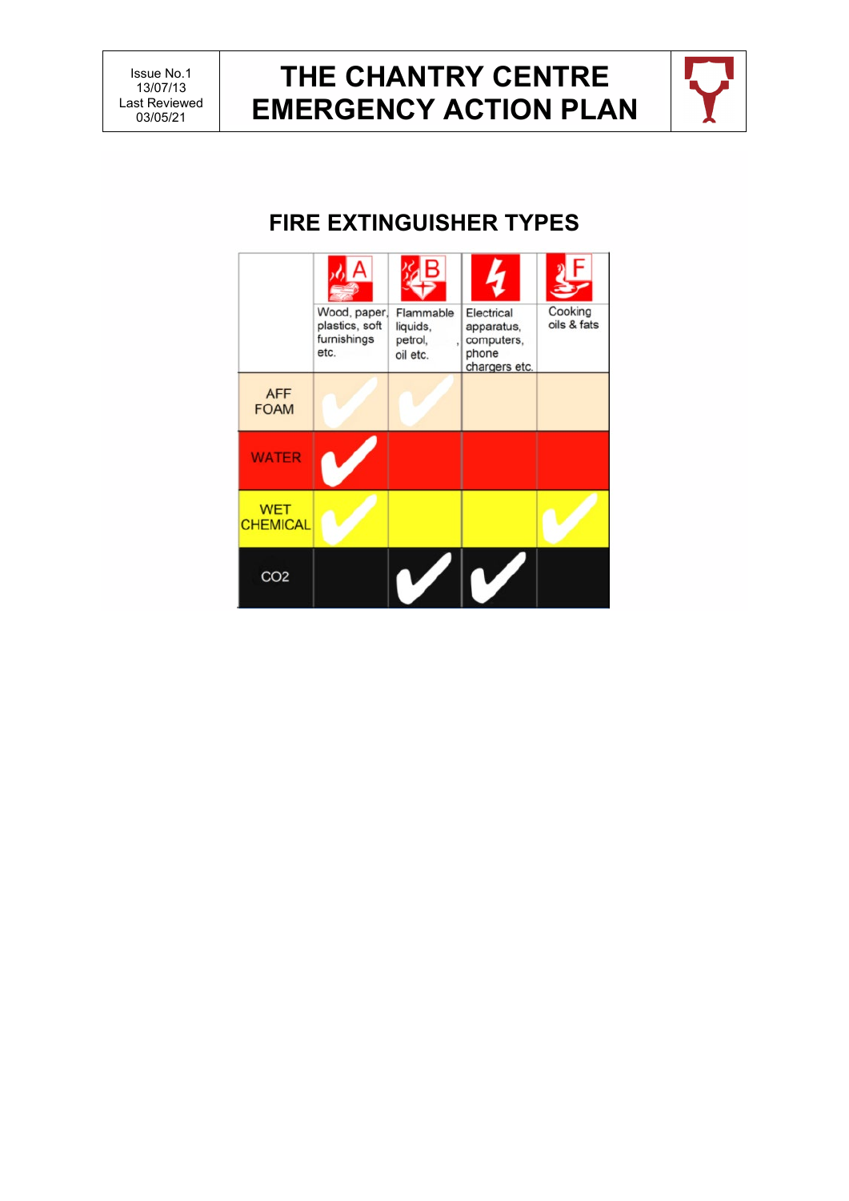## FIRE EXTINGUISHER TYPES

| | A | B | (Electrical) | F |
|---|---|---|---|---|
| | Wood, paper, plastics, soft furnishings etc. | Flammable liquids, petrol, oil etc. | Electrical apparatus, computers, phone chargers etc. | Cooking oils & fats |
| AFF FOAM | ✓ | ✓ | | |
| WATER | ✓ | | | |
| WET CHEMICAL | ✓ | | | ✓ |
| $CO_2$ | | ✓ | ✓ | |